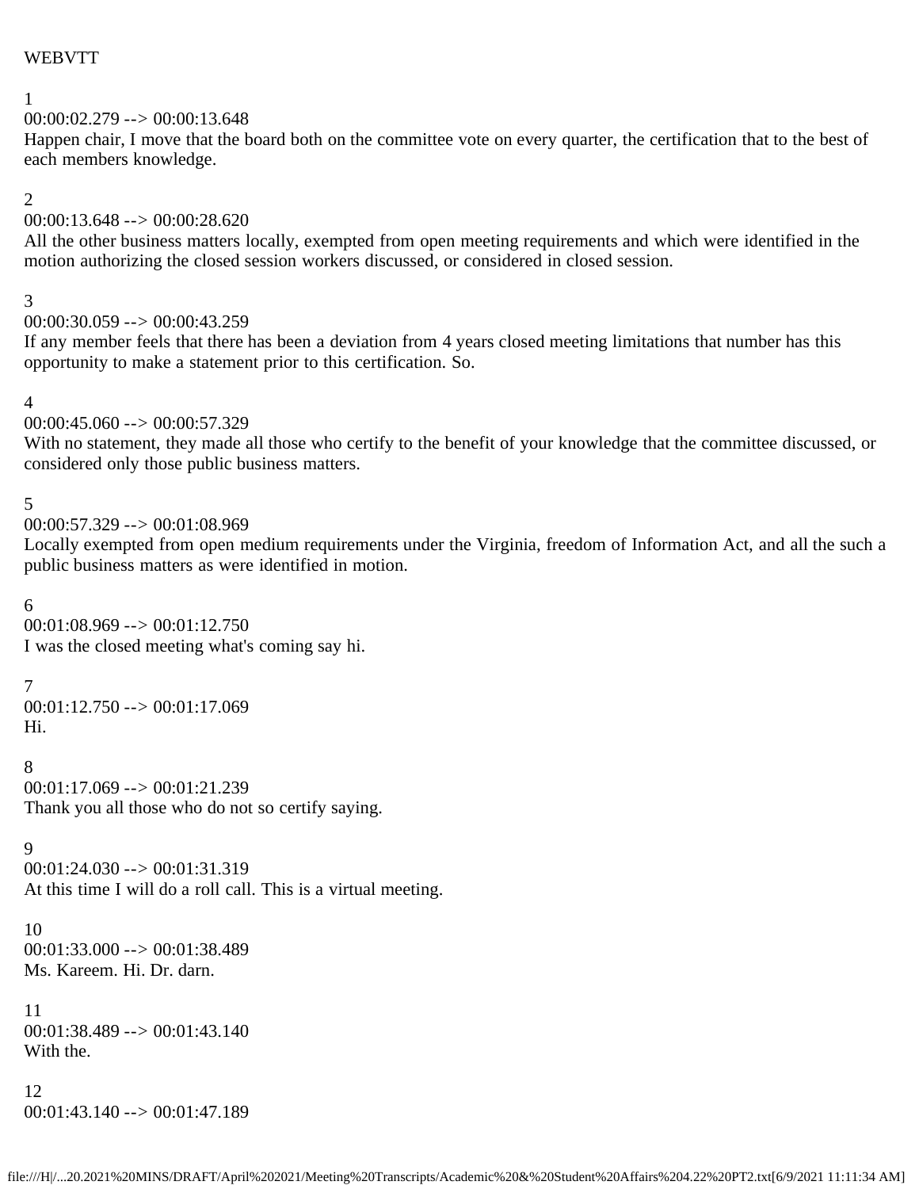WEBVTT

1
00:00:02.279 --> 00:00:13.648
Happen chair, I move that the board both on the committee vote on every quarter, the certification that to the best of each members knowledge.

2
00:00:13.648 --> 00:00:28.620
All the other business matters locally, exempted from open meeting requirements and which were identified in the motion authorizing the closed session workers discussed, or considered in closed session.

3
00:00:30.059 --> 00:00:43.259
If any member feels that there has been a deviation from 4 years closed meeting limitations that number has this opportunity to make a statement prior to this certification. So.

4
00:00:45.060 --> 00:00:57.329
With no statement, they made all those who certify to the benefit of your knowledge that the committee discussed, or considered only those public business matters.

5
00:00:57.329 --> 00:01:08.969
Locally exempted from open medium requirements under the Virginia, freedom of Information Act, and all the such a public business matters as were identified in motion.

6
00:01:08.969 --> 00:01:12.750
I was the closed meeting what's coming say hi.

7
00:01:12.750 --> 00:01:17.069
Hi.

8
00:01:17.069 --> 00:01:21.239
Thank you all those who do not so certify saying.

9
00:01:24.030 --> 00:01:31.319
At this time I will do a roll call. This is a virtual meeting.

10
00:01:33.000 --> 00:01:38.489
Ms. Kareem. Hi. Dr. darn.

11
00:01:38.489 --> 00:01:43.140
With the.

12
00:01:43.140 --> 00:01:47.189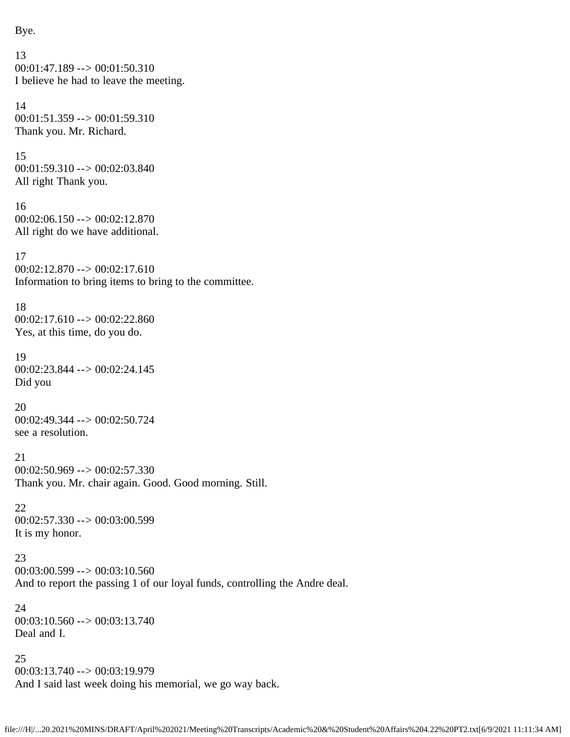Bye.

13
00:01:47.189 --> 00:01:50.310
I believe he had to leave the meeting.

14
00:01:51.359 --> 00:01:59.310
Thank you. Mr. Richard.

15
00:01:59.310 --> 00:02:03.840
All right Thank you.

16
00:02:06.150 --> 00:02:12.870
All right do we have additional.

17
00:02:12.870 --> 00:02:17.610
Information to bring items to bring to the committee.

18
00:02:17.610 --> 00:02:22.860
Yes, at this time, do you do.

19
00:02:23.844 --> 00:02:24.145
Did you

20
00:02:49.344 --> 00:02:50.724
see a resolution.

21
00:02:50.969 --> 00:02:57.330
Thank you. Mr. chair again. Good. Good morning. Still.

22
00:02:57.330 --> 00:03:00.599
It is my honor.

23
00:03:00.599 --> 00:03:10.560
And to report the passing 1 of our loyal funds, controlling the Andre deal.

24
00:03:10.560 --> 00:03:13.740
Deal and I.

25
00:03:13.740 --> 00:03:19.979
And I said last week doing his memorial, we go way back.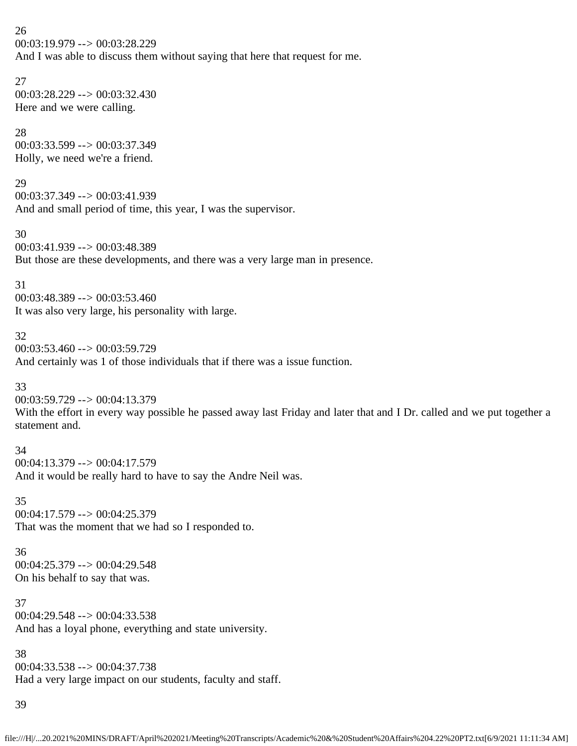26
00:03:19.979 --> 00:03:28.229
And I was able to discuss them without saying that here that request for me.

27
00:03:28.229 --> 00:03:32.430
Here and we were calling.

28
00:03:33.599 --> 00:03:37.349
Holly, we need we're a friend.

29
00:03:37.349 --> 00:03:41.939
And and small period of time, this year, I was the supervisor.

30
00:03:41.939 --> 00:03:48.389
But those are these developments, and there was a very large man in presence.

31
00:03:48.389 --> 00:03:53.460
It was also very large, his personality with large.

32
00:03:53.460 --> 00:03:59.729
And certainly was 1 of those individuals that if there was a issue function.

33
00:03:59.729 --> 00:04:13.379
With the effort in every way possible he passed away last Friday and later that and I Dr. called and we put together a statement and.

34
00:04:13.379 --> 00:04:17.579
And it would be really hard to have to say the Andre Neil was.

35
00:04:17.579 --> 00:04:25.379
That was the moment that we had so I responded to.

36
00:04:25.379 --> 00:04:29.548
On his behalf to say that was.

37
00:04:29.548 --> 00:04:33.538
And has a loyal phone, everything and state university.

38
00:04:33.538 --> 00:04:37.738
Had a very large impact on our students, faculty and staff.

39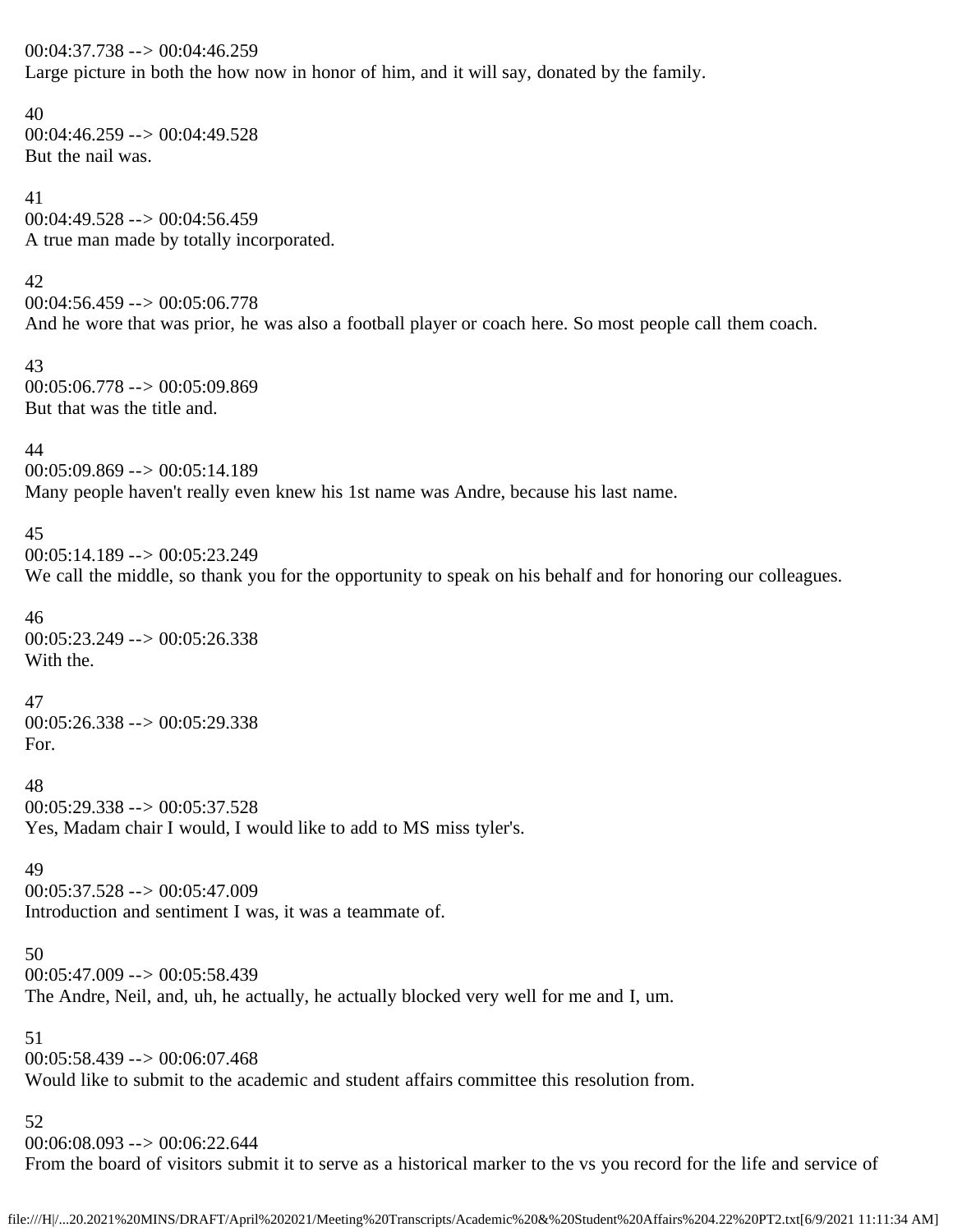00:04:37.738 --> 00:04:46.259
Large picture in both the how now in honor of him, and it will say, donated by the family.

40
00:04:46.259 --> 00:04:49.528
But the nail was.

41
00:04:49.528 --> 00:04:56.459
A true man made by totally incorporated.

42
00:04:56.459 --> 00:05:06.778
And he wore that was prior, he was also a football player or coach here. So most people call them coach.

43
00:05:06.778 --> 00:05:09.869
But that was the title and.

44
00:05:09.869 --> 00:05:14.189
Many people haven't really even knew his 1st name was Andre, because his last name.

45
00:05:14.189 --> 00:05:23.249
We call the middle, so thank you for the opportunity to speak on his behalf and for honoring our colleagues.

46
00:05:23.249 --> 00:05:26.338
With the.

47
00:05:26.338 --> 00:05:29.338
For.

48
00:05:29.338 --> 00:05:37.528
Yes, Madam chair I would, I would like to add to MS miss tyler's.

49
00:05:37.528 --> 00:05:47.009
Introduction and sentiment I was, it was a teammate of.

50
00:05:47.009 --> 00:05:58.439
The Andre, Neil, and, uh, he actually, he actually blocked very well for me and I, um.

51
00:05:58.439 --> 00:06:07.468
Would like to submit to the academic and student affairs committee this resolution from.

52
00:06:08.093 --> 00:06:22.644
From the board of visitors submit it to serve as a historical marker to the vs you record for the life and service of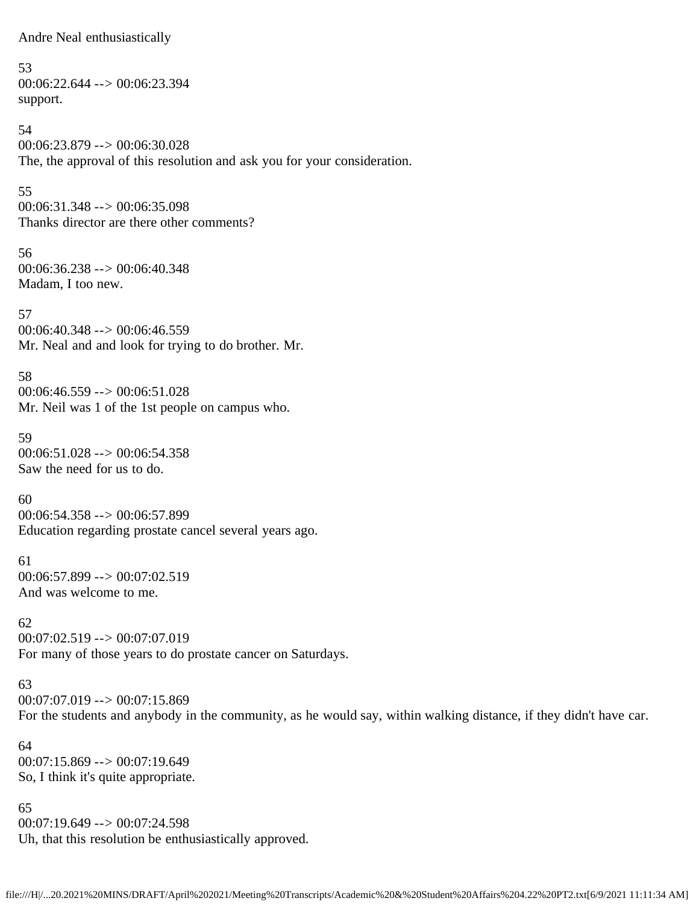Andre Neal enthusiastically

53
00:06:22.644 --> 00:06:23.394
support.

54
00:06:23.879 --> 00:06:30.028
The, the approval of this resolution and ask you for your consideration.

55
00:06:31.348 --> 00:06:35.098
Thanks director are there other comments?

56
00:06:36.238 --> 00:06:40.348
Madam, I too new.

57
00:06:40.348 --> 00:06:46.559
Mr. Neal and and look for trying to do brother. Mr.

58
00:06:46.559 --> 00:06:51.028
Mr. Neil was 1 of the 1st people on campus who.

59
00:06:51.028 --> 00:06:54.358
Saw the need for us to do.

60
00:06:54.358 --> 00:06:57.899
Education regarding prostate cancel several years ago.

61
00:06:57.899 --> 00:07:02.519
And was welcome to me.

62
00:07:02.519 --> 00:07:07.019
For many of those years to do prostate cancer on Saturdays.

63
00:07:07.019 --> 00:07:15.869
For the students and anybody in the community, as he would say, within walking distance, if they didn't have car.

64
00:07:15.869 --> 00:07:19.649
So, I think it's quite appropriate.

65
00:07:19.649 --> 00:07:24.598
Uh, that this resolution be enthusiastically approved.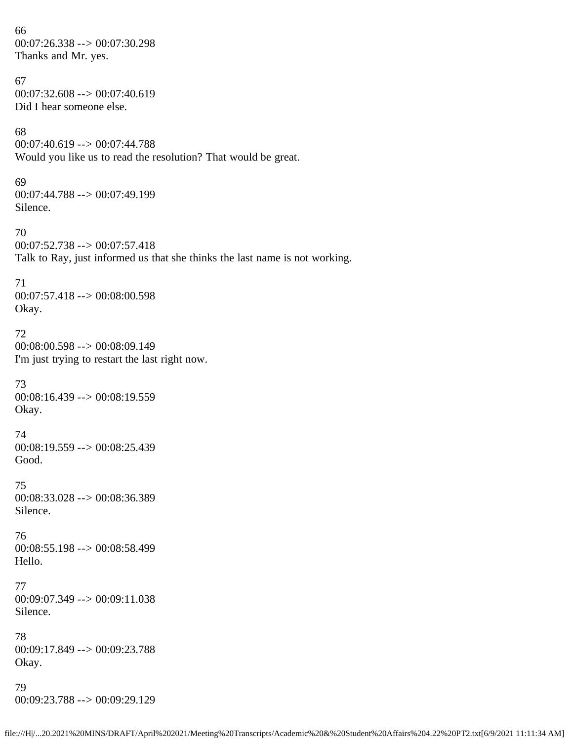66
00:07:26.338 --> 00:07:30.298
Thanks and Mr. yes.

67
00:07:32.608 --> 00:07:40.619
Did I hear someone else.

68
00:07:40.619 --> 00:07:44.788
Would you like us to read the resolution? That would be great.

69
00:07:44.788 --> 00:07:49.199
Silence.

70
00:07:52.738 --> 00:07:57.418
Talk to Ray, just informed us that she thinks the last name is not working.

71
00:07:57.418 --> 00:08:00.598
Okay.

72
00:08:00.598 --> 00:08:09.149
I'm just trying to restart the last right now.

73
00:08:16.439 --> 00:08:19.559
Okay.

74
00:08:19.559 --> 00:08:25.439
Good.

75
00:08:33.028 --> 00:08:36.389
Silence.

76
00:08:55.198 --> 00:08:58.499
Hello.

77
00:09:07.349 --> 00:09:11.038
Silence.

78
00:09:17.849 --> 00:09:23.788
Okay.

79
00:09:23.788 --> 00:09:29.129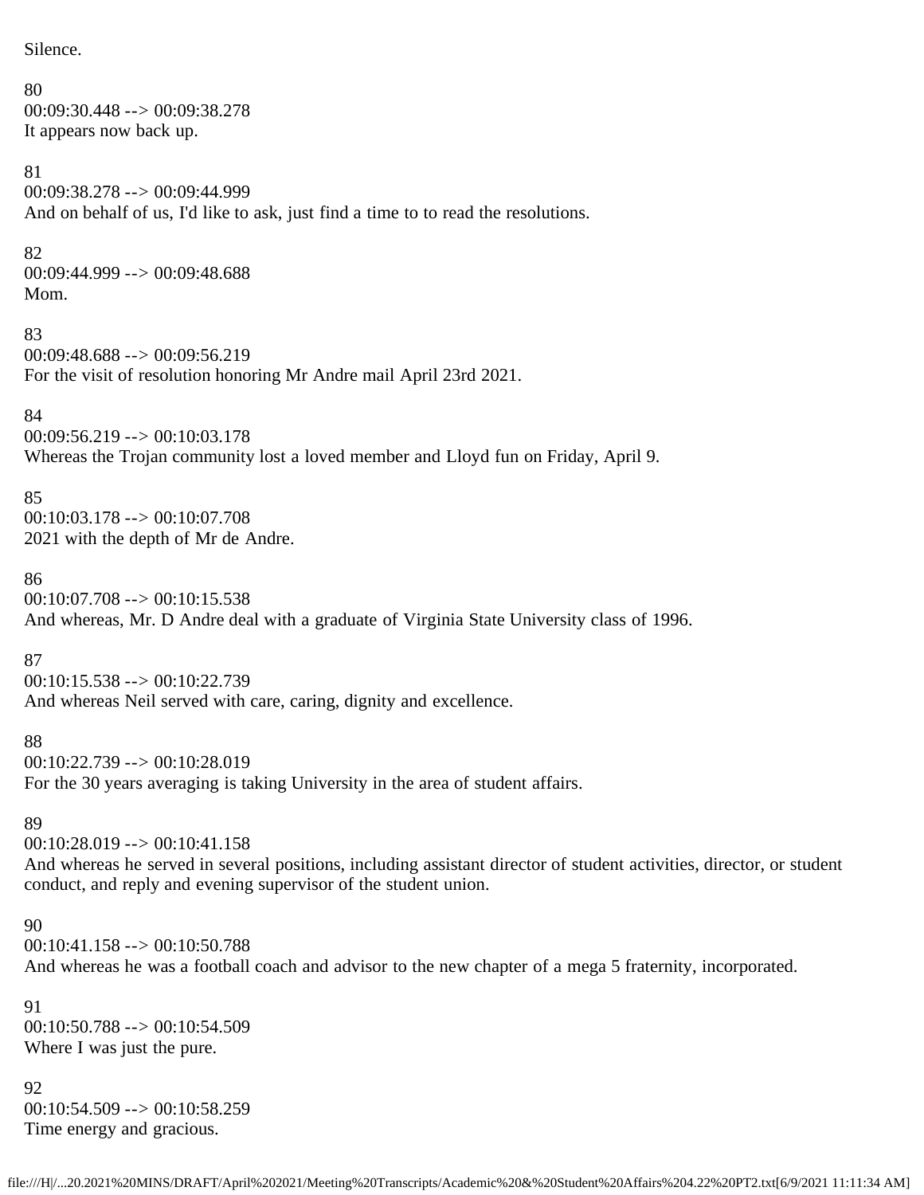Silence.

80
00:09:30.448 --> 00:09:38.278
It appears now back up.

81
00:09:38.278 --> 00:09:44.999
And on behalf of us, I'd like to ask, just find a time to to read the resolutions.

82
00:09:44.999 --> 00:09:48.688
Mom.

83
00:09:48.688 --> 00:09:56.219
For the visit of resolution honoring Mr Andre mail April 23rd 2021.

84
00:09:56.219 --> 00:10:03.178
Whereas the Trojan community lost a loved member and Lloyd fun on Friday, April 9.

85
00:10:03.178 --> 00:10:07.708
2021 with the depth of Mr de Andre.

86
00:10:07.708 --> 00:10:15.538
And whereas, Mr. D Andre deal with a graduate of Virginia State University class of 1996.

87
00:10:15.538 --> 00:10:22.739
And whereas Neil served with care, caring, dignity and excellence.

88
00:10:22.739 --> 00:10:28.019
For the 30 years averaging is taking University in the area of student affairs.

89
00:10:28.019 --> 00:10:41.158
And whereas he served in several positions, including assistant director of student activities, director, or student conduct, and reply and evening supervisor of the student union.

90
00:10:41.158 --> 00:10:50.788
And whereas he was a football coach and advisor to the new chapter of a mega 5 fraternity, incorporated.

91
00:10:50.788 --> 00:10:54.509
Where I was just the pure.

92
00:10:54.509 --> 00:10:58.259
Time energy and gracious.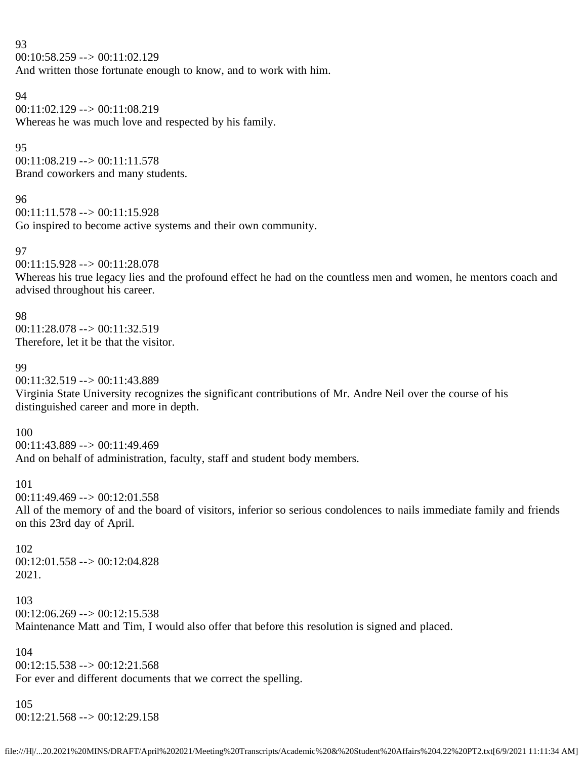93
00:10:58.259 --> 00:11:02.129
And written those fortunate enough to know, and to work with him.

94
00:11:02.129 --> 00:11:08.219
Whereas he was much love and respected by his family.

95
00:11:08.219 --> 00:11:11.578
Brand coworkers and many students.

96
00:11:11.578 --> 00:11:15.928
Go inspired to become active systems and their own community.

97
00:11:15.928 --> 00:11:28.078
Whereas his true legacy lies and the profound effect he had on the countless men and women, he mentors coach and advised throughout his career.

98
00:11:28.078 --> 00:11:32.519
Therefore, let it be that the visitor.

99
00:11:32.519 --> 00:11:43.889
Virginia State University recognizes the significant contributions of Mr. Andre Neil over the course of his distinguished career and more in depth.

100
00:11:43.889 --> 00:11:49.469
And on behalf of administration, faculty, staff and student body members.

101
00:11:49.469 --> 00:12:01.558
All of the memory of and the board of visitors, inferior so serious condolences to nails immediate family and friends on this 23rd day of April.

102
00:12:01.558 --> 00:12:04.828
2021.

103
00:12:06.269 --> 00:12:15.538
Maintenance Matt and Tim, I would also offer that before this resolution is signed and placed.

104
00:12:15.538 --> 00:12:21.568
For ever and different documents that we correct the spelling.

105
00:12:21.568 --> 00:12:29.158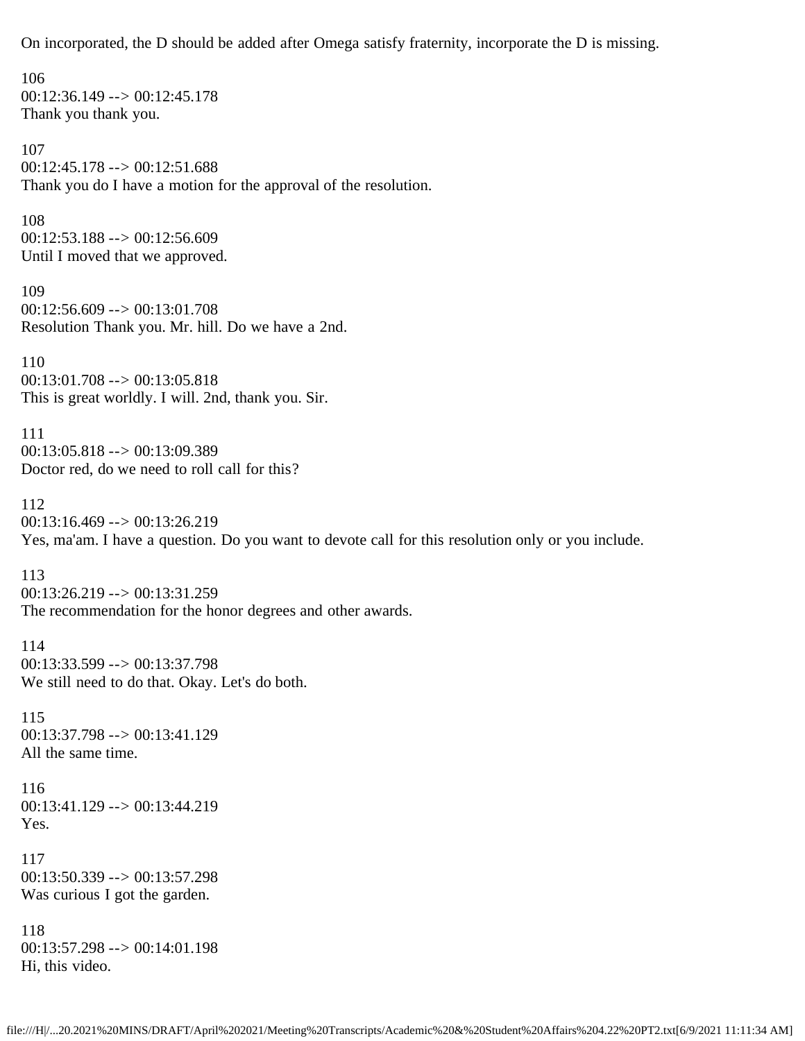On incorporated, the D should be added after Omega satisfy fraternity, incorporate the D is missing.

106
00:12:36.149 --> 00:12:45.178
Thank you thank you.

107
00:12:45.178 --> 00:12:51.688
Thank you do I have a motion for the approval of the resolution.

108
00:12:53.188 --> 00:12:56.609
Until I moved that we approved.

109
00:12:56.609 --> 00:13:01.708
Resolution Thank you. Mr. hill. Do we have a 2nd.

110
00:13:01.708 --> 00:13:05.818
This is great worldly. I will. 2nd, thank you. Sir.

111
00:13:05.818 --> 00:13:09.389
Doctor red, do we need to roll call for this?

112
00:13:16.469 --> 00:13:26.219
Yes, ma'am. I have a question. Do you want to devote call for this resolution only or you include.

113
00:13:26.219 --> 00:13:31.259
The recommendation for the honor degrees and other awards.

114
00:13:33.599 --> 00:13:37.798
We still need to do that. Okay. Let's do both.

115
00:13:37.798 --> 00:13:41.129
All the same time.

116
00:13:41.129 --> 00:13:44.219
Yes.

117
00:13:50.339 --> 00:13:57.298
Was curious I got the garden.

118
00:13:57.298 --> 00:14:01.198
Hi, this video.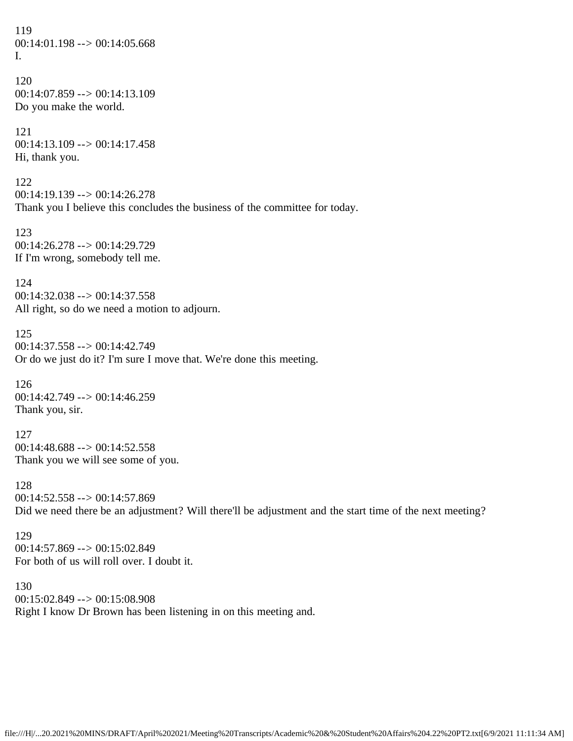119
00:14:01.198 --> 00:14:05.668
I.

120
00:14:07.859 --> 00:14:13.109
Do you make the world.

121
00:14:13.109 --> 00:14:17.458
Hi, thank you.

122
00:14:19.139 --> 00:14:26.278
Thank you I believe this concludes the business of the committee for today.

123
00:14:26.278 --> 00:14:29.729
If I'm wrong, somebody tell me.

124
00:14:32.038 --> 00:14:37.558
All right, so do we need a motion to adjourn.

125
00:14:37.558 --> 00:14:42.749
Or do we just do it? I'm sure I move that. We're done this meeting.

126
00:14:42.749 --> 00:14:46.259
Thank you, sir.

127
00:14:48.688 --> 00:14:52.558
Thank you we will see some of you.

128
00:14:52.558 --> 00:14:57.869
Did we need there be an adjustment? Will there'll be adjustment and the start time of the next meeting?

129
00:14:57.869 --> 00:15:02.849
For both of us will roll over. I doubt it.

130
00:15:02.849 --> 00:15:08.908
Right I know Dr Brown has been listening in on this meeting and.